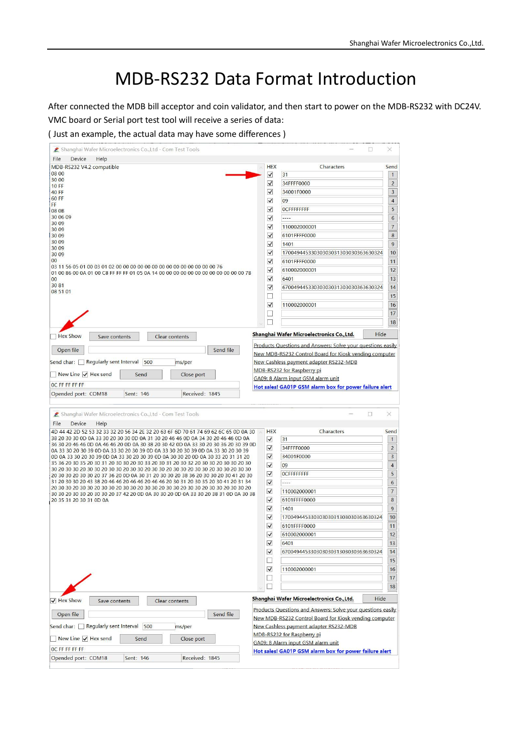# MDB-RS232 Data Format Introduction

After connected the MDB bill acceptor and coin validator, and then start to power on the MDB-RS232 with DC24V. VMC board or Serial port test tool will receive a series of data:

( Just an example, the actual data may have some differences )

Shanghai Wafer Microelectronics Co.,Ltd - Com Test Tools

File Device Help

```
MDB-RS232 V4.2 compatible
08 00
30 00
10 FF
40 FF
60 FF
FF
08 0B
30 06 09
30 09
30 09
30 09
30 09
30 09
30 09
00
03 11 56 05 01 00 03 01 02 00 00 00 00 00 00 00 00 00 00 00 00 00 00 76
01 00 86 00 0A 01 00 C8 FF FF FF 01 05 0A 14 00 00 00 00 00 00 00 00 00 00 00 00 7B
00
30 81
08 51 01
```

| HEX | Characters | Send |
|---|---|---|
| ☑ | 31 | 1 |
| ☑ | 34FFFF0000 | 2 |
| ☑ | 34001F0000 | 3 |
| ☑ | 09 | 4 |
| ☑ | 0CFFFFFFFF | 5 |
| ☑ | ---- | 6 |
| ☑ | 110002000001 | 7 |
| ☑ | 6101FFFF0000 | 8 |
| ☑ | 1401 | 9 |
| ☑ | 170049445330303030313030303636303 24 | 10 |
| ☑ | 6101FFFF0000 | 11 |
| ☑ | 610002000001 | 12 |
| ☑ | 6401 | 13 |
| ☑ | 670049445330303030313030303636303 24 | 14 |
| ☐ | | 15 |
| ☑ | 110002000001 | 16 |
| ☐ | | 17 |
| ☐ | | 18 |

☐ Hex Show | Save contents | Clear contents

Open file | Send file

Send char: ☐ Regularly sent Interval 500 ms/per

☐ New Line ☑ Hex send | Send | Close port

0C FF FF FF FF

Opended port: COM18 | Sent: 146 | Received: 1845

Shanghai Wafer Microelectronics Co.,Ltd. | Hide

Products Questions and Answers: Solve your questions easily
New MDB-RS232 Control Board for Kiosk vending computer
New Cashless payment adapter RS232-MDB
MDB-RS232 for Raspberry pi
GA09: 8 Alarm input GSM alarm unit
**Hot sales! GA01P GSM alarm box for power failure alert**

Shanghai Wafer Microelectronics Co.,Ltd - Com Test Tools

File Device Help

```
4D 44 42 2D 52 53 32 33 32 20 56 34 2E 32 20 63 6F 6D 70 61 74 69 62 6C 65 0D 0A 30
38 20 30 30 0D 0A 33 30 20 30 30 0D 0A 31 30 20 46 46 0D 0A 34 30 20 46 46 0D 0A
36 30 20 46 46 0D 0A 46 46 20 0D 0A 30 38 20 30 42 0D 0A 33 30 20 30 36 20 30 39 0D
0A 33 30 20 30 39 0D 0A 33 30 20 30 39 0D 0A 33 30 20 30 39 0D 0A 33 30 20 30 39
0D 0A 33 30 20 30 39 0D 0A 33 30 20 30 39 0D 0A 30 30 20 0D 0A 30 33 20 31 31 20
35 36 20 30 35 20 30 31 20 30 30 20 30 33 20 30 31 20 30 32 20 30 30 20 30 30 20 30
30 20 30 30 20 30 30 20 30 30 20 30 30 20 30 30 20 30 30 20 30 30 20 30 30 20 30 30
20 30 30 20 30 30 20 37 36 20 0D 0A 30 31 20 30 30 20 38 36 20 30 30 20 30 41 20 30
31 20 30 30 20 43 38 20 46 46 20 46 46 20 46 46 20 30 31 20 30 35 20 30 41 20 31 34
20 30 30 20 30 30 20 30 30 20 30 30 20 30 30 20 30 30 20 30 30 20 30 30 20 30 30 20
30 30 20 30 30 20 30 30 20 37 42 20 0D 0A 30 30 20 0D 0A 33 30 20 38 31 0D 0A 30 38
20 35 31 20 30 31 0D 0A
```

| HEX | Characters | Send |
|---|---|---|
| ☑ | 31 | 1 |
| ☑ | 34FFFF0000 | 2 |
| ☑ | 34001F0000 | 3 |
| ☑ | 09 | 4 |
| ☑ | 0CFFFFFFFF | 5 |
| ☑ | ---- | 6 |
| ☑ | 110002000001 | 7 |
| ☑ | 6101FFFF0000 | 8 |
| ☑ | 1401 | 9 |
| ☑ | 170049445330303030313030303636303 24 | 10 |
| ☑ | 6101FFFF0000 | 11 |
| ☑ | 610002000001 | 12 |
| ☑ | 6401 | 13 |
| ☑ | 670049445330303030313030303636303 24 | 14 |
| ☐ | | 15 |
| ☑ | 110002000001 | 16 |
| ☐ | | 17 |
| ☐ | | 18 |

☑ Hex Show | Save contents | Clear contents

Open file | Send file

Send char: ☐ Regularly sent Interval 500 ms/per

☐ New Line ☑ Hex send | Send | Close port

0C FF FF FF FF

Opended port: COM18 | Sent: 146 | Received: 1845

Shanghai Wafer Microelectronics Co.,Ltd. | Hide

Products Questions and Answers: Solve your questions easily
New MDB-RS232 Control Board for Kiosk vending computer
New Cashless payment adapter RS232-MDB
MDB-RS232 for Raspberry pi
GA09: 8 Alarm input GSM alarm unit
**Hot sales! GA01P GSM alarm box for power failure alert**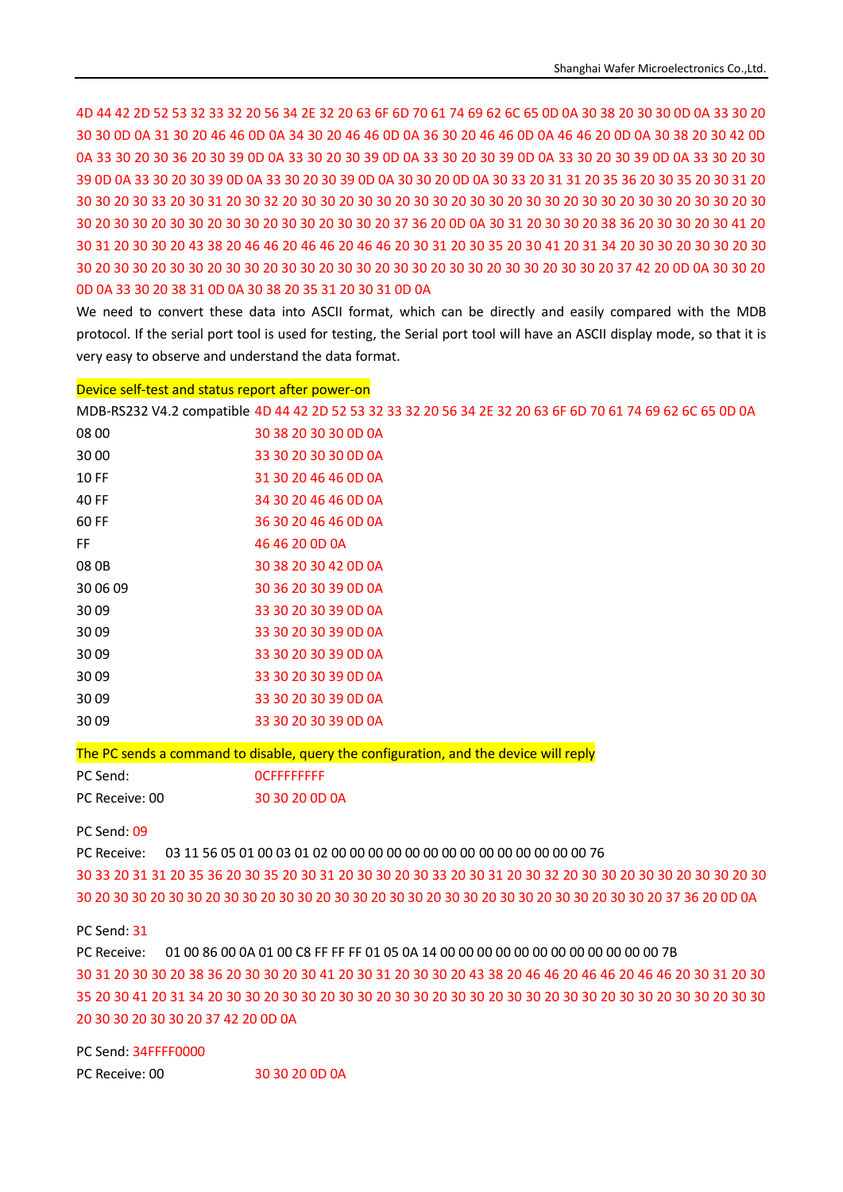4D 44 42 2D 52 53 32 33 32 20 56 34 2E 32 20 63 6F 6D 70 61 74 69 62 6C 65 0D 0A 30 38 20 30 30 0D 0A 33 30 20 30 30 0D 0A 31 30 20 46 46 0D 0A 34 30 20 46 46 0D 0A 36 30 20 46 46 0D 0A 46 46 20 0D 0A 30 38 20 30 42 0D 0A 33 30 20 30 36 20 30 39 0D 0A 33 30 20 30 39 0D 0A 33 30 20 30 39 0D 0A 33 30 20 30 39 0D 0A 33 30 20 30 39 0D 0A 33 30 20 30 39 0D 0A 33 30 20 30 39 0D 0A 30 30 20 0D 0A 30 33 20 31 31 20 35 36 20 30 35 20 30 31 20 30 30 20 30 33 20 30 31 20 30 32 20 30 30 20 30 30 20 30 30 20 30 30 20 30 30 20 30 30 20 30 30 20 30 30 20 30 30 20 30 30 20 30 30 20 30 30 20 30 30 20 37 36 20 0D 0A 30 31 20 30 30 20 38 36 20 30 30 20 30 41 20 30 31 20 30 30 20 43 38 20 46 46 20 46 46 20 46 46 20 30 31 20 30 35 20 30 41 20 31 34 20 30 30 20 30 30 20 30 30 20 30 30 20 30 30 20 30 30 20 30 30 20 30 30 20 30 30 20 30 30 20 30 30 20 30 30 20 37 42 20 0D 0A 30 30 20 0D 0A 33 30 20 38 31 0D 0A 30 38 20 35 31 20 30 31 0D 0A

We need to convert these data into ASCII format, which can be directly and easily compared with the MDB protocol. If the serial port tool is used for testing, the Serial port tool will have an ASCII display mode, so that it is very easy to observe and understand the data format.

**Device self-test and status report after power-on**

| | |
|---|---|
| MDB-RS232 V4.2 compatible | 4D 44 42 2D 52 53 32 33 32 20 56 34 2E 32 20 63 6F 6D 70 61 74 69 62 6C 65 0D 0A |
| 08 00 | 30 38 20 30 30 0D 0A |
| 30 00 | 33 30 20 30 30 0D 0A |
| 10 FF | 31 30 20 46 46 0D 0A |
| 40 FF | 34 30 20 46 46 0D 0A |
| 60 FF | 36 30 20 46 46 0D 0A |
| FF | 46 46 20 0D 0A |
| 08 0B | 30 38 20 30 42 0D 0A |
| 30 06 09 | 30 36 20 30 39 0D 0A |
| 30 09 | 33 30 20 30 39 0D 0A |
| 30 09 | 33 30 20 30 39 0D 0A |
| 30 09 | 33 30 20 30 39 0D 0A |
| 30 09 | 33 30 20 30 39 0D 0A |
| 30 09 | 33 30 20 30 39 0D 0A |
| 30 09 | 33 30 20 30 39 0D 0A |

**The PC sends a command to disable, query the configuration, and the device will reply**

| | |
|---|---|
| PC Send: | 0CFFFFFFFF |
| PC Receive: 00 | 30 30 20 0D 0A |

PC Send: 09

PC Receive: 03 11 56 05 01 00 03 01 02 00 00 00 00 00 00 00 00 00 00 00 00 00 00 76

30 33 20 31 31 20 35 36 20 30 35 20 30 31 20 30 30 20 30 33 20 30 31 20 30 32 20 30 30 20 30 30 20 30 30 20 30 30 20 30 30 20 30 30 20 30 30 20 30 30 20 30 30 20 30 30 20 30 30 20 30 30 20 30 30 20 37 36 20 0D 0A

PC Send: 31

PC Receive: 01 00 86 00 0A 01 00 C8 FF FF FF 01 05 0A 14 00 00 00 00 00 00 00 00 00 00 00 00 7B

30 31 20 30 30 20 38 36 20 30 30 20 30 41 20 30 31 20 30 30 20 43 38 20 46 46 20 46 46 20 46 46 20 30 31 20 30 35 20 30 41 20 31 34 20 30 30 20 30 30 20 30 30 20 30 30 20 30 30 20 30 30 20 30 30 20 30 30 20 30 30 20 30 30 20 30 30 20 30 30 20 37 42 20 0D 0A

PC Send: 34FFFF0000

| | |
|---|---|
| PC Receive: 00 | 30 30 20 0D 0A |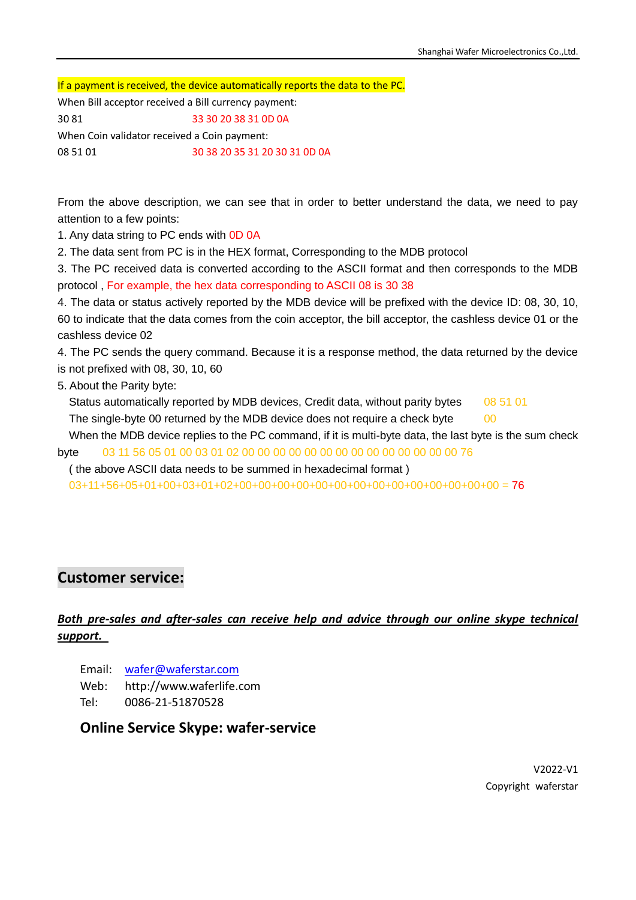If a payment is received, the device automatically reports the data to the PC.

When Bill acceptor received a Bill currency payment:

30 81 33 30 20 38 31 0D 0A

When Coin validator received a Coin payment:

08 51 01 30 38 20 35 31 20 30 31 0D 0A

From the above description, we can see that in order to better understand the data, we need to pay attention to a few points:

1. Any data string to PC ends with 0D 0A
2. The data sent from PC is in the HEX format, Corresponding to the MDB protocol
3. The PC received data is converted according to the ASCII format and then corresponds to the MDB protocol , For example, the hex data corresponding to ASCII 08 is 30 38
4. The data or status actively reported by the MDB device will be prefixed with the device ID: 08, 30, 10, 60 to indicate that the data comes from the coin acceptor, the bill acceptor, the cashless device 01 or the cashless device 02
4. The PC sends the query command. Because it is a response method, the data returned by the device is not prefixed with 08, 30, 10, 60
5. About the Parity byte:

   Status automatically reported by MDB devices, Credit data, without parity bytes 08 51 01

   The single-byte 00 returned by the MDB device does not require a check byte 00

   When the MDB device replies to the PC command, if it is multi-byte data, the last byte is the sum check byte 03 11 56 05 01 00 03 01 02 00 00 00 00 00 00 00 00 00 00 00 00 00 76

   ( the above ASCII data needs to be summed in hexadecimal format )

   03+11+56+05+01+00+03+01+02+00+00+00+00+00+00+00+00+00+00+00+00+00 = 76

## Customer service:

***Both pre-sales and after-sales can receive help and advice through our online skype technical support.***

Email: wafer@waferstar.com

Web: http://www.waferlife.com

Tel: 0086-21-51870528

### Online Service Skype: wafer-service

V2022-V1

Copyright waferstar